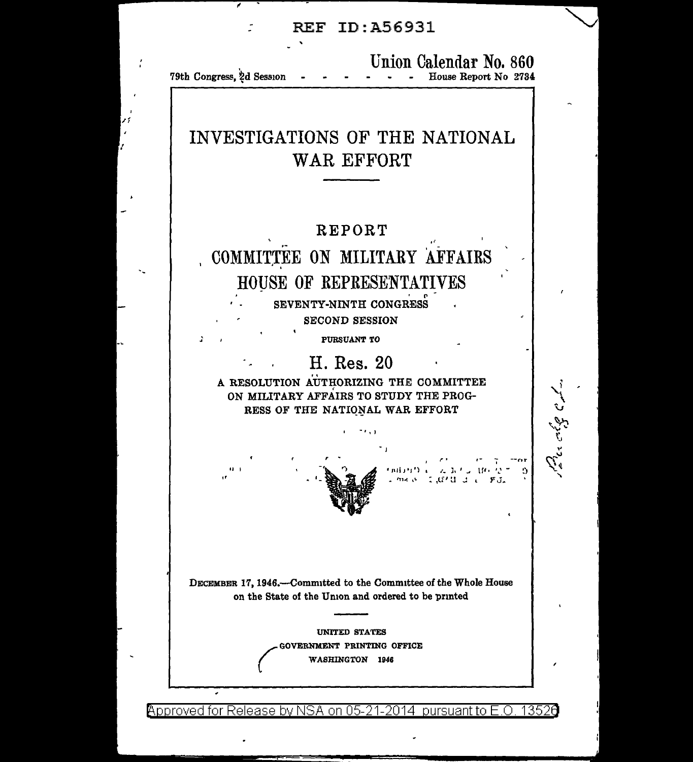REF ID:A56931

Union Calendar No. 860

79th Congress, 2d Session - - - - - - House Report No 2734

# INVESTIGATIONS OF THE NATIONAL WAR EFFORT

---

## REPORT

## COMMITTEE ON MILITARY AFFAIRS

## HOUSE OF REPRESENTATIVES

SEVENTY-NINTH CONGRESS

SECOND SESSION

PURSUANT TO

## H. Res. 20

A RESOLUTION AUTHORIZING THE COMMITTEE ON MILITARY AFFAIRS TO STUDY THE PROGRESS OF THE NATIONAL WAR EFFORT

DECEMBER 17, 1946.—Committed to the Committee of the Whole House on the State of the Union and ordered to be printed

---

UNITED STATES
GOVERNMENT PRINTING OFFICE
WASHINGTON 1946

Approved for Release by NSA on 05-21-2014 pursuant to E.O. 13526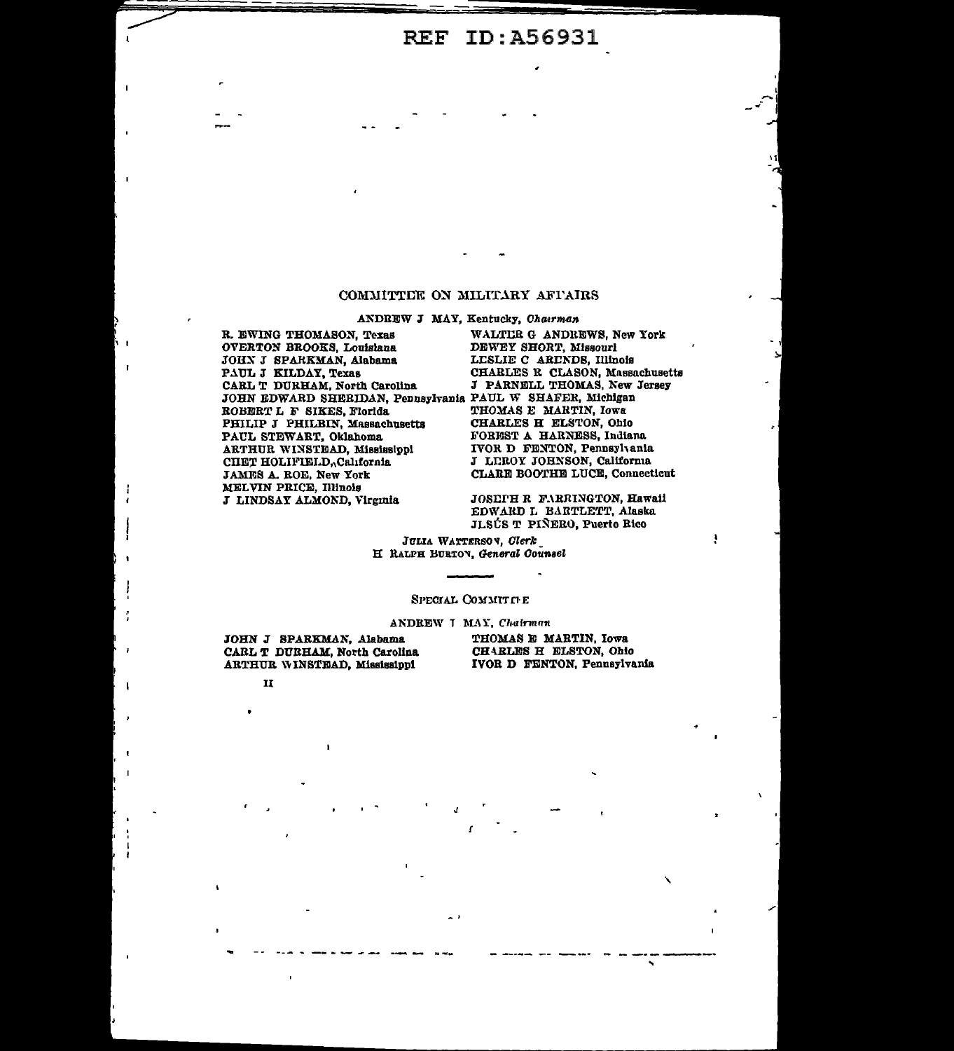REF ID:A56931

## COMMITTEE ON MILITARY AFFAIRS

ANDREW J MAY, Kentucky, *Chairman*

R. EWING THOMASON, Texas
OVERTON BROOKS, Louisiana
JOHN J SPARKMAN, Alabama
PAUL J KILDAY, Texas
CARL T DURHAM, North Carolina
JOHN EDWARD SHERIDAN, Pennsylvania
ROBERT L F SIKES, Florida
PHILIP J PHILBIN, Massachusetts
PAUL STEWART, Oklahoma
ARTHUR WINSTEAD, Mississippi
CHET HOLIFIELD, California
JAMES A. ROE, New York
MELVIN PRICE, Illinois
J LINDSAY ALMOND, Virginia

WALTER G ANDREWS, New York
DEWEY SHORT, Missouri
LESLIE C ARENDS, Illinois
CHARLES R CLASON, Massachusetts
J PARNELL THOMAS, New Jersey
PAUL W SHAFER, Michigan
THOMAS E MARTIN, Iowa
CHARLES H ELSTON, Ohio
FOREST A HARNESS, Indiana
IVOR D FENTON, Pennsylvania
J LEROY JOHNSON, California
CLARE BOOTHE LUCE, Connecticut

JOSEPH R FARRINGTON, Hawaii
EDWARD L BARTLETT, Alaska
JESÚS T PIÑERO, Puerto Rico

JULIA WATTERSON, *Clerk*
H RALPH BURTON, *General Counsel*

---

### SPECIAL COMMITTEE

ANDREW J MAY, *Chairman*

JOHN J SPARKMAN, Alabama
CARL T DURHAM, North Carolina
ARTHUR WINSTEAD, Mississippi

THOMAS E MARTIN, Iowa
CHARLES H ELSTON, Ohio
IVOR D FENTON, Pennsylvania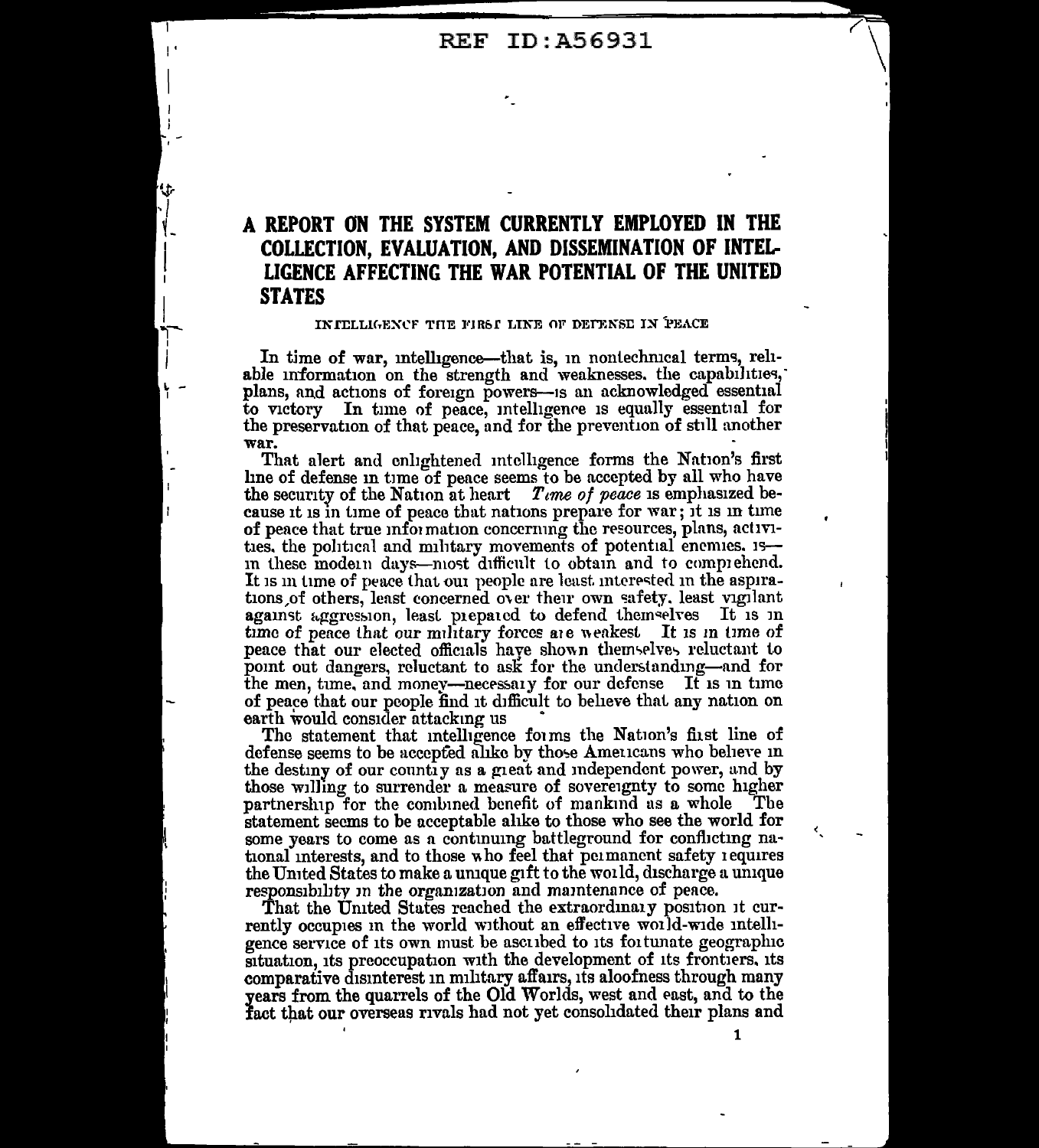# A REPORT ON THE SYSTEM CURRENTLY EMPLOYED IN THE COLLECTION, EVALUATION, AND DISSEMINATION OF INTELLIGENCE AFFECTING THE WAR POTENTIAL OF THE UNITED STATES

## INTELLIGENCE THE FIRST LINE OF DEFENSE IN PEACE

In time of war, intelligence—that is, in nontechnical terms, reliable information on the strength and weaknesses, the capabilities, plans, and actions of foreign powers—is an acknowledged essential to victory. In time of peace, intelligence is equally essential for the preservation of that peace, and for the prevention of still another war.

That alert and enlightened intelligence forms the Nation's first line of defense in time of peace seems to be accepted by all who have the security of the Nation at heart. *Time of peace* is emphasized because it is in time of peace that nations prepare for war; it is in time of peace that true information concerning the resources, plans, activities, the political and military movements of potential enemies, is—in these modern days—most difficult to obtain and to comprehend. It is in time of peace that our people are least interested in the aspirations of others, least concerned over their own safety, least vigilant against aggression, least prepared to defend themselves. It is in time of peace that our military forces are weakest. It is in time of peace that our elected officials have shown themselves reluctant to point out dangers, reluctant to ask for the understanding—and for the men, time, and money—necessary for our defense. It is in time of peace that our people find it difficult to believe that any nation on earth would consider attacking us.

The statement that intelligence forms the Nation's first line of defense seems to be accepted alike by those Americans who believe in the destiny of our country as a great and independent power, and by those willing to surrender a measure of sovereignty to some higher partnership for the combined benefit of mankind as a whole. The statement seems to be acceptable alike to those who see the world for some years to come as a continuing battleground for conflicting national interests, and to those who feel that permanent safety requires the United States to make a unique gift to the world, discharge a unique responsibility in the organization and maintenance of peace.

That the United States reached the extraordinary position it currently occupies in the world without an effective world-wide intelligence service of its own must be ascribed to its fortunate geographic situation, its preoccupation with the development of its frontiers, its comparative disinterest in military affairs, its aloofness through many years from the quarrels of the Old Worlds, west and east, and to the fact that our overseas rivals had not yet consolidated their plans and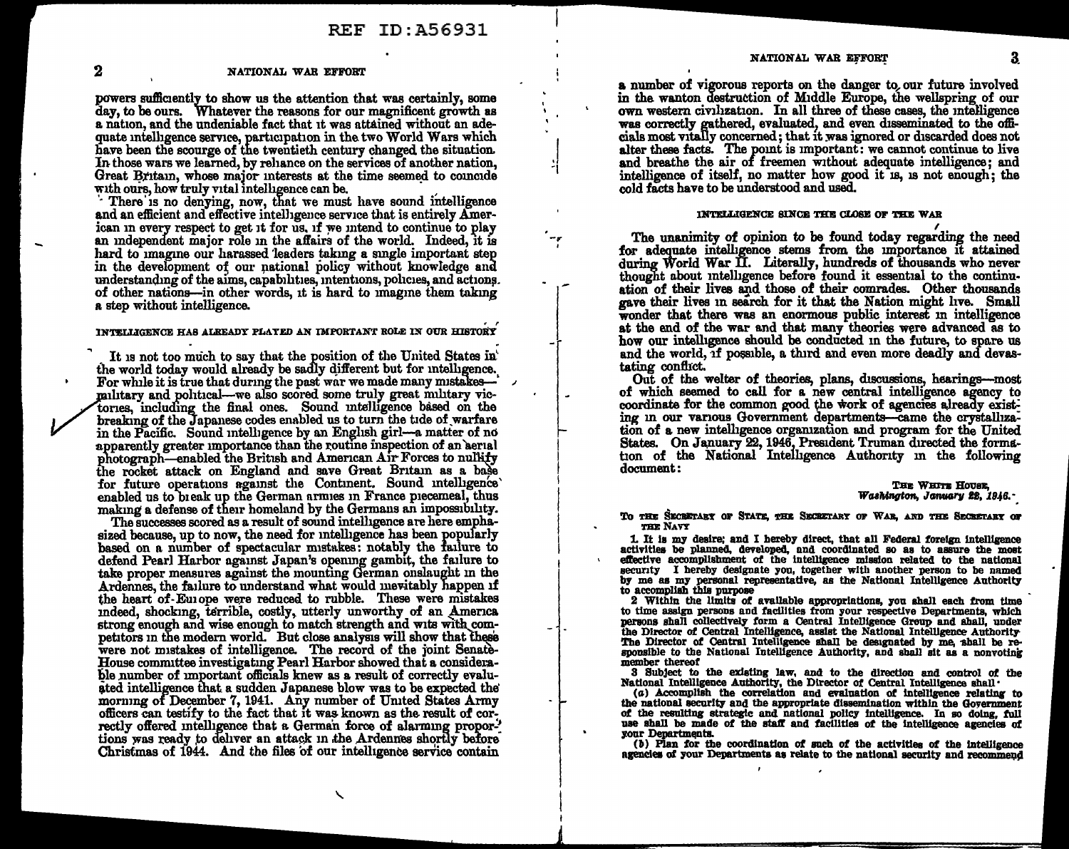powers sufficiently to show us the attention that was certainly, some day, to be ours. Whatever the reasons for our magnificent growth as a nation, and the undeniable fact that it was attained without an adequate intelligence service, participation in the two World Wars which have been the scourge of the twentieth century changed the situation. In those wars we learned, by reliance on the services of another nation, Great Britain, whose major interests at the time seemed to coincide with ours, how truly vital intelligence can be.

There is no denying, now, that we must have sound intelligence and an efficient and effective intelligence service that is entirely American in every respect to get it for us, if we intend to continue to play an independent major role in the affairs of the world. Indeed, it is hard to imagine our harassed leaders taking a single important step in the development of our national policy without knowledge and understanding of the aims, capabilities, intentions, policies, and actions of other nations—in other words, it is hard to imagine them taking a step without intelligence.

### INTELLIGENCE HAS ALREADY PLAYED AN IMPORTANT ROLE IN OUR HISTORY

It is not too much to say that the position of the United States in the world today would already be sadly different but for intelligence. For while it is true that during the past war we made many mistakes—military and political—we also scored some truly great military victories, including the final ones. Sound intelligence based on the breaking of the Japanese codes enabled us to turn the tide of warfare in the Pacific. Sound intelligence by an English girl—a matter of no apparently greater importance than the routine inspection of an aerial photograph—enabled the British and American Air Forces to nullify the rocket attack on England and save Great Britain as a base for future operations against the Continent. Sound intelligence enabled us to break up the German armies in France piecemeal, thus making a defense of their homeland by the Germans an impossibility.

The successes scored as a result of sound intelligence are here emphasized because, up to now, the need for intelligence has been popularly based on a number of spectacular mistakes: notably the failure to defend Pearl Harbor against Japan's opening gambit, the failure to take proper measures against the mounting German onslaught in the Ardennes, the failure to understand what would inevitably happen if the heart of Europe were reduced to rubble. These were mistakes indeed, shocking, terrible, costly, utterly unworthy of an America strong enough and wise enough to match strength and wits with competitors in the modern world. But close analysis will show that these were not mistakes of intelligence. The record of the joint Senate-House committee investigating Pearl Harbor showed that a considerable number of important officials knew as a result of correctly evaluated intelligence that a sudden Japanese blow was to be expected the morning of December 7, 1941. Any number of United States Army officers can testify to the fact that it was known as the result of correctly offered intelligence that a German force of alarming proportions was ready to deliver an attack in the Ardennes shortly before Christmas of 1944. And the files of our intelligence service contain a number of vigorous reports on the danger to our future involved in the wanton destruction of Middle Europe, the wellspring of our own western civilization. In all three of these cases, the intelligence was correctly gathered, evaluated, and even disseminated to the officials most vitally concerned; that it was ignored or discarded does not alter these facts. The point is important: we cannot continue to live and breathe the air of freemen without adequate intelligence; and intelligence of itself, no matter how good it is, is not enough; the cold facts have to be understood and used.

### INTELLIGENCE SINCE THE CLOSE OF THE WAR

The unanimity of opinion to be found today regarding the need for adequate intelligence stems from the importance it attained during World War II. Literally, hundreds of thousands who never thought about intelligence before found it essential to the continuation of their lives and those of their comrades. Other thousands gave their lives in search for it that the Nation might live. Small wonder that there was an enormous public interest in intelligence at the end of the war and that many theories were advanced as to how our intelligence should be conducted in the future, to spare us and the world, if possible, a third and even more deadly and devastating conflict.

Out of the welter of theories, plans, discussions, hearings—most of which seemed to call for a new central intelligence agency to coordinate for the common good the work of agencies already existing in our various Government departments—came the crystallization of a new intelligence organization and program for the United States. On January 22, 1946, President Truman directed the formation of the National Intelligence Authority in the following document:

THE WHITE HOUSE,
*Washington, January 22, 1946.*

TO THE SECRETARY OF STATE, THE SECRETARY OF WAR, AND THE SECRETARY OF THE NAVY

1. It is my desire, and I hereby direct, that all Federal foreign intelligence activities be planned, developed, and coordinated so as to assure the most effective accomplishment of the intelligence mission related to the national security I hereby designate you, together with another person to be named by me as my personal representative, as the National Intelligence Authority to accomplish this purpose

2 Within the limits of available appropriations, you shall each from time to time assign persons and facilities from your respective Departments, which persons shall collectively form a Central Intelligence Group and shall, under the Director of Central Intelligence, assist the National Intelligence Authority The Director of Central Intelligence shall be designated by me, shall be responsible to the National Intelligence Authority, and shall sit as a nonvoting member thereof

3 Subject to the existing law, and to the direction and control of the National Intelligence Authority, the Director of Central Intelligence shall·

(a) Accomplish the correlation and evaluation of intelligence relating to the national security and the appropriate dissemination within the Government of the resulting strategic and national policy intelligence. In so doing, full use shall be made of the staff and facilities of the intelligence agencies of your Departments.

(b) Plan for the coordination of such of the activities of the intelligence agencies of your Departments as relate to the national security and recommend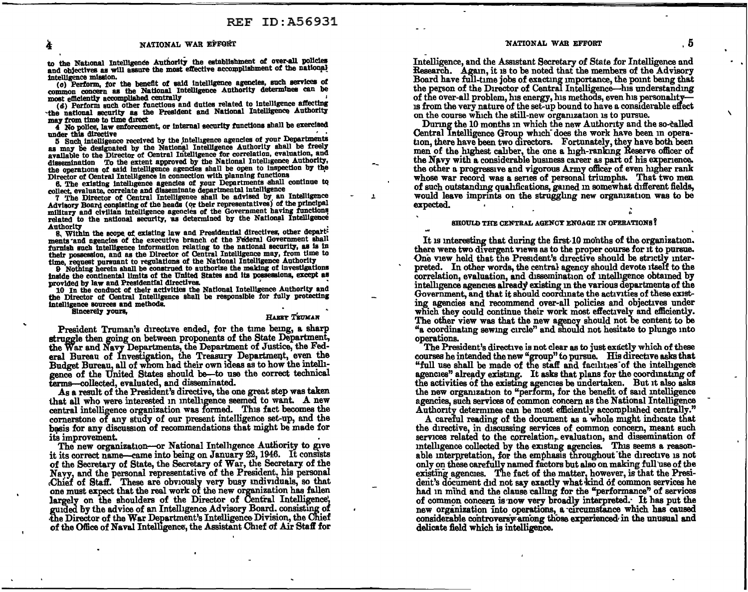to the National Intelligence Authority the establishment of over-all policies and objectives as will assure the most effective accomplishment of the national intelligence mission.

(c) Perform, for the benefit of said intelligence agencies, such services of common concern as the National Intelligence Authority determines can be most efficiently accomplished centrally

(d) Perform such other functions and duties related to intelligence affecting the national security as the President and National Intelligence Authority may from time to time direct

4 No police, law enforcement, or internal security functions shall be exercised under this directive

5 Such intelligence received by the intelligence agencies of your Departments as may be designated by the National Intelligence Authority shall be freely available to the Director of Central Intelligence for correlation, evaluation, and dissemination To the extent approved by the National Intelligence Authority, the operations of said intelligence agencies shall be open to inspection by the Director of Central Intelligence in connection with planning functions

6. The existing intelligence agencies of your Departments shall continue to collect, evaluate, correlate and disseminate departmental intelligence

7 The Director of Central Intelligence shall be advised by an Intelligence Advisory Board consisting of the heads (or their representatives) of the principal military and civilian intelligence agencies of the Government having functions related to the national security, as determined by the National Intelligence Authority

8. Within the scope of existing law and Presidential directives, other departments and agencies of the executive branch of the Federal Government shall furnish such intelligence information relating to the national security, as is in their possession, and as the Director of Central Intelligence may, from time to time, request pursuant to regulations of the National Intelligence Authority

9 Nothing herein shall be construed to authorize the making of investigations inside the continental limits of the United States and its possessions, except as provided by law and Presidential directives.

10 In the conduct of their activities the National Intelligence Authority and the Director of Central Intelligence shall be responsible for fully protecting intelligence sources and methods.

Sincerely yours,

HARRY TRUMAN

President Truman's directive ended, for the time being, a sharp struggle then going on between proponents of the State Department, the War and Navy Departments, the Department of Justice, the Federal Bureau of Investigation, the Treasury Department, even the Budget Bureau, all of whom had their own ideas as to how the intelligence of the United States should be—to use the correct technical terms—collected, evaluated, and disseminated.

As a result of the President's directive, the one great step was taken that all who were interested in intelligence seemed to want. A new central intelligence organization was formed. This fact becomes the cornerstone of any study of our present intelligence set-up, and the basis for any discussion of recommendations that might be made for its improvement.

The new organization—or National Intelligence Authority to give it its correct name—came into being on January 22, 1946. It consists of the Secretary of State, the Secretary of War, the Secretary of the Navy, and the personal representative of the President, his personal Chief of Staff. These are obviously very busy individuals, so that one must expect that the real work of the new organization has fallen largely on the shoulders of the Director of Central Intelligence, guided by the advice of an Intelligence Advisory Board, consisting of the Director of the War Department's Intelligence Division, the Chief of the Office of Naval Intelligence, the Assistant Chief of Air Staff for Intelligence, and the Assistant Secretary of State for Intelligence and Research. Again, it is to be noted that the members of the Advisory Board have full-time jobs of exacting importance, the point being that the person of the Director of Central Intelligence—his understanding of the over-all problem, his energy, his methods, even his personality—is from the very nature of the set-up bound to have a considerable effect on the course which the still-new organization is to pursue.

During the 10 months in which the new Authority and the so-called Central Intelligence Group which does the work have been in operation, there have been two directors. Fortunately, they have both been men of the highest caliber, the one a high-ranking Reserve officer of the Navy with a considerable business career as part of his experience, the other a progressive and vigorous Army officer of even higher rank whose war record was a series of personal triumphs. That two men of such outstanding qualifications, gained in somewhat different fields, would leave imprints on the struggling new organization was to be expected.

## SHOULD THE CENTRAL AGENCY ENGAGE IN OPERATIONS?

It is interesting that during the first 10 months of the organization, there were two divergent views as to the proper course for it to pursue. One view held that the President's directive should be strictly interpreted. In other words, the central agency should devote itself to the correlation, evaluation, and dissemination of intelligence obtained by intelligence agencies already existing in the various departments of the Government, and that it should coordinate the activities of these existing agencies and recommend over-all policies and objectives under which they could continue their work most effectively and efficiently. The other view was that the new agency should not be content to be "a coordinating sewing circle" and should not hesitate to plunge into operations.

The President's directive is not clear as to just exactly which of these courses he intended the new "group" to pursue. His directive asks that "full use shall be made of the staff and facilities of the intelligence agencies" already existing. It asks that plans for the coordinating of the activities of the existing agencies be undertaken. But it also asks the new organization to "perform, for the benefit of said intelligence agencies, such services of common concern as the National Intelligence Authority determines can be most efficiently accomplished centrally."

A careful reading of the document as a whole might indicate that the directive, in discussing services of common concern, meant such services related to the correlation, evaluation, and dissemination of intelligence collected by the existing agencies. This seems a reasonable interpretation, for the emphasis throughout the directive is not only on these carefully named factors but also on making full use of the existing agencies. The fact of the matter, however, is that the President's document did not say exactly what kind of common services he had in mind and the clause calling for the "performance" of services of common concern is now very broadly interpreted. It has put the new organization into operations, a circumstance which has caused considerable controversy among those experienced in the unusual and delicate field which is intelligence.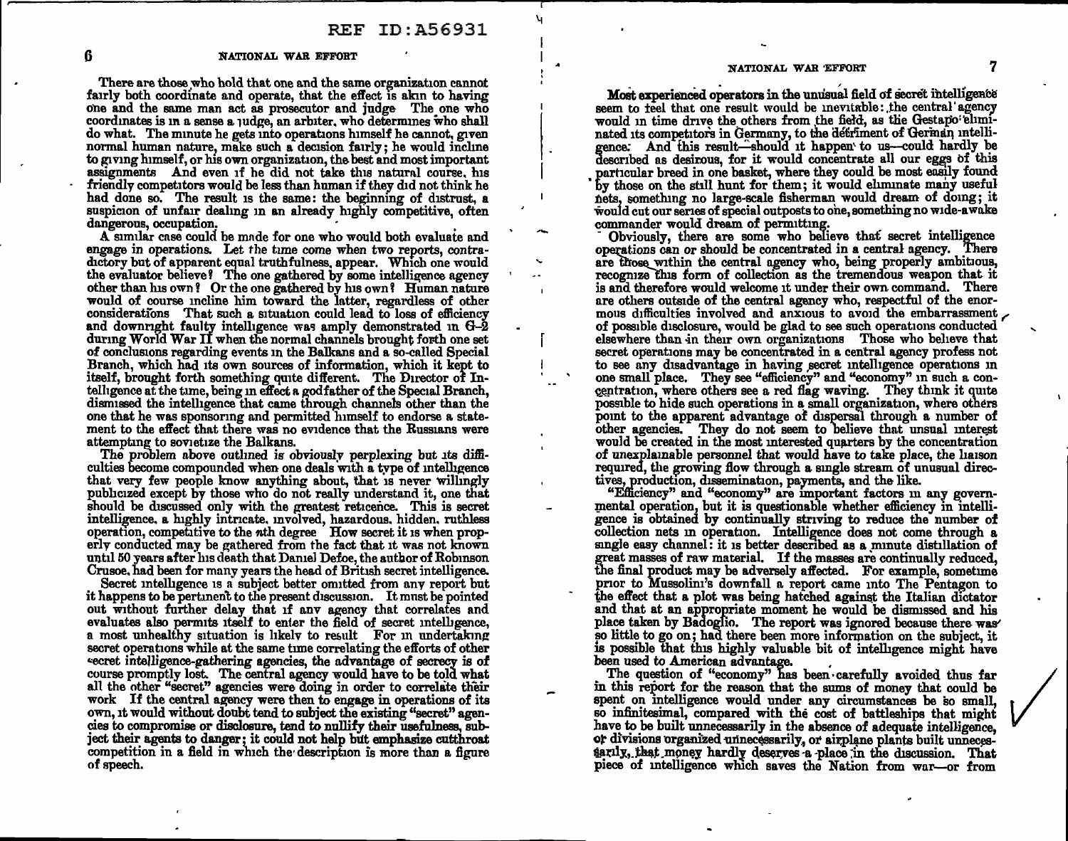There are those who hold that one and the same organization cannot fairly both coordinate and operate, that the effect is akin to having one and the same man act as prosecutor and judge. The one who shall coordinates is in a sense a judge, an arbiter, who determines who shall do what. The minute he gets into operations himself he cannot, given normal human nature, make such a decision fairly; he would incline to giving himself, or his own organization, the best and most important assignments. And even if he did not take this natural course, his friendly competitors would be less than human if they did not think he had done so. The result is the same: the beginning of distrust, a suspicion of unfair dealing in an already highly competitive, often dangerous, occupation.

A similar case could be made for one who would both evaluate and engage in operations. Let the time come when two reports, contradictory but of apparent equal truthfulness, appear. Which one would the evaluator believe? The one gathered by some intelligence agency other than his own? Or the one gathered by his own? Human nature would of course incline him toward the latter, regardless of other considerations. That such a situation could lead to loss of efficiency and downright faulty intelligence was amply demonstrated in G-2 during World War II when the normal channels brought forth one set of conclusions regarding events in the Balkans and a so-called Special Branch, which had its own sources of information, which it kept to itself, brought forth something quite different. The Director of Intelligence at the time, being in effect a godfather of the Special Branch, dismissed the intelligence that came through channels other than the one that he was sponsoring and permitted himself to endorse a statement to the effect that there was no evidence that the Russians were attempting to sovietize the Balkans.

The problem above outlined is obviously perplexing but its difficulties become compounded when one deals with a type of intelligence that very few people know anything about, that is never willingly publicized except by those who do not really understand it, one that should be discussed only with the greatest reticence. This is secret intelligence, a highly intricate, involved, hazardous, hidden, ruthless operation, competitive to the *n*th degree. How secret it is when properly conducted may be gathered from the fact that it was not known until 50 years after his death that Daniel Defoe, the author of Robinson Crusoe, had been for many years the head of British secret intelligence.

Secret intelligence is a subject better omitted from any report but it happens to be pertinent to the present discussion. It must be pointed out without further delay that if any agency that correlates and evaluates also permits itself to enter the field of secret intelligence, a most unhealthy situation is likely to result. For in undertaking secret operations while at the same time correlating the efforts of other secret intelligence-gathering agencies, the advantage of secrecy is of course promptly lost. The central agency would have to be told what all the other "secret" agencies were doing in order to correlate their work. If the central agency were then to engage in operations of its own, it would without doubt tend to subject the existing "secret" agencies to compromise or disclosure, tend to nullify their usefulness, subject their agents to danger; it could not help but emphasize cutthroat competition in a field in which the description is more than a figure of speech.

Most experienced operators in the unusual field of secret intelligence seem to feel that one result would be inevitable: the central agency would in time drive the others from the field, as the Gestapo eliminated its competitors in Germany, to the detriment of German intelligence. And this result—should it happen to us—could hardly be described as desirous, for it would concentrate all our eggs of this particular breed in one basket, where they could be most easily found by those on the still hunt for them; it would eliminate many useful nets, something no large-scale fisherman would dream of doing; it would cut our series of special outposts to one, something no wide-awake commander would dream of permitting.

Obviously, there are some who believe that secret intelligence operations can or should be concentrated in a central agency. There are those within the central agency who, being properly ambitious, recognize this form of collection as the tremendous weapon that it is and therefore would welcome it under their own command. There are others outside of the central agency who, respectful of the enormous difficulties involved and anxious to avoid the embarrassment of possible disclosure, would be glad to see such operations conducted elsewhere than in their own organizations. Those who believe that secret operations may be concentrated in a central agency profess not to see any disadvantage in having secret intelligence operations in one small place. They see "efficiency" and "economy" in such a concentration, where others see a red flag waving. They think it quite possible to hide such operations in a small organization, where others point to the apparent advantage of dispersal through a number of other agencies. They do not seem to believe that unsual interest would be created in the most interested quarters by the concentration of unexplainable personnel that would have to take place, the liaison required, the growing flow through a single stream of unusual directives, production, dissemination, payments, and the like.

"Efficiency" and "economy" are important factors in any governmental operation, but it is questionable whether efficiency in intelligence is obtained by continually striving to reduce the number of collection nets in operation. Intelligence does not come through a single easy channel: it is better described as a minute distillation of great masses of raw material. If the masses are continually reduced, the final product may be adversely affected. For example, sometime prior to Mussolini's downfall a report came into The Pentagon to the effect that a plot was being hatched against the Italian dictator and that at an appropriate moment he would be dismissed and his place taken by Badoglio. The report was ignored because there was so little to go on; had there been more information on the subject, it is possible that this highly valuable bit of intelligence might have been used to American advantage.

The question of "economy" has been carefully avoided thus far in this report for the reason that the sums of money that could be spent on intelligence would under any circumstances be so small, so infinitesimal, compared with the cost of battleships that might have to be built unnecessarily in the absence of adequate intelligence, or divisions organized unnecessarily, or airplane plants built unnecessarily, that money hardly deserves a place in the discussion. That piece of intelligence which saves the Nation from war—or from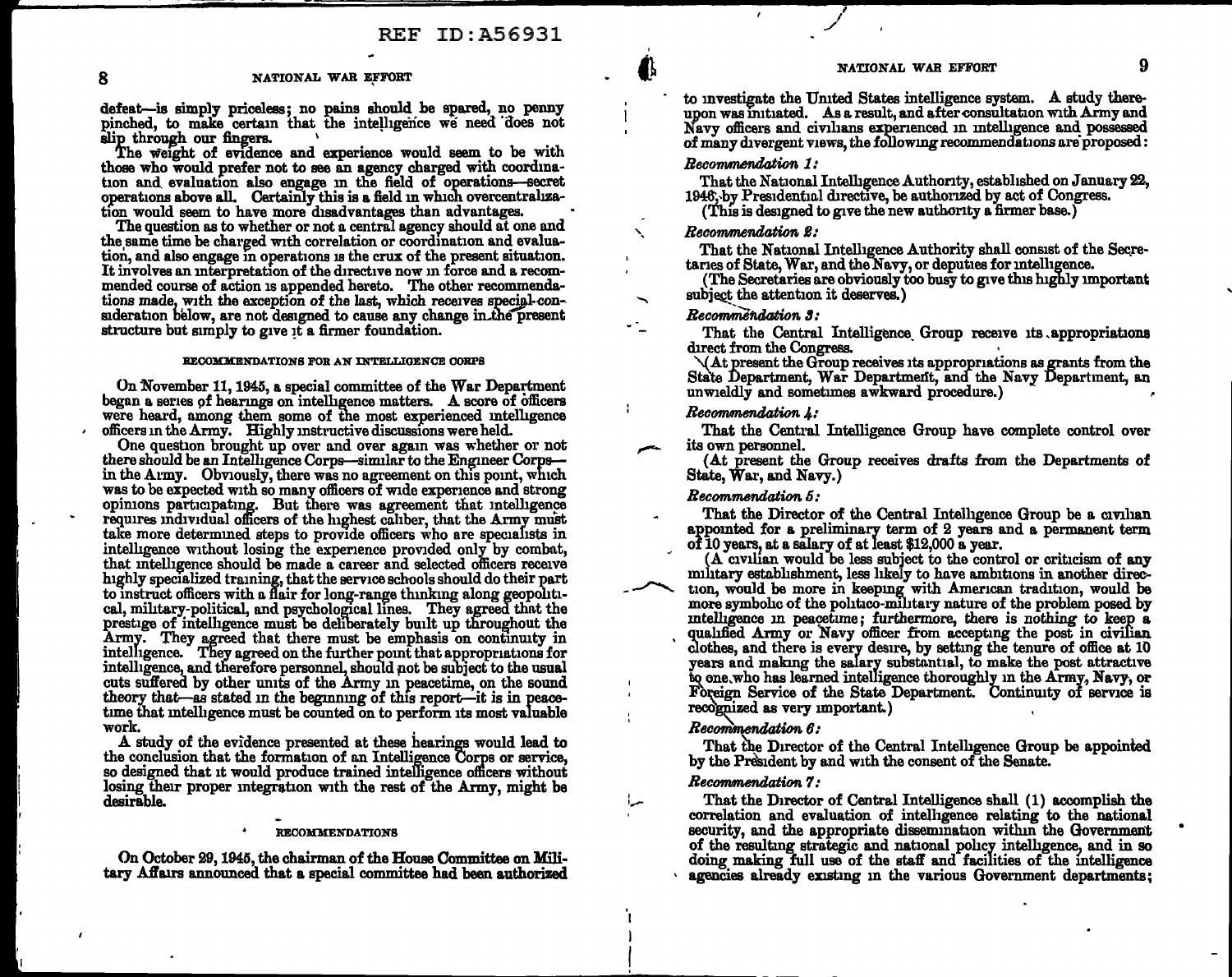defeat—is simply priceless; no pains should be spared, no penny pinched, to make certain that the intelligence we need does not slip through our fingers.

The weight of evidence and experience would seem to be with those who would prefer not to see an agency charged with coordination and evaluation also engage in the field of operations—secret operations above all. Certainly this is a field in which overcentralization would seem to have more disadvantages than advantages.

The question as to whether or not a central agency should at one and the same time be charged with correlation or coordination and evaluation, and also engage in operations is the crux of the present situation. It involves an interpretation of the directive now in force and a recommended course of action is appended hereto. The other recommendations made, with the exception of the last, which receives special consideration below, are not designed to cause any change in the present structure but simply to give it a firmer foundation.

## RECOMMENDATIONS FOR AN INTELLIGENCE CORPS

On November 11, 1945, a special committee of the War Department began a series of hearings on intelligence matters. A score of officers were heard, among them some of the most experienced intelligence officers in the Army. Highly instructive discussions were held.

One question brought up over and over again was whether or not there should be an Intelligence Corps—similar to the Engineer Corps—in the Army. Obviously, there was no agreement on this point, which was to be expected with so many officers of wide experience and strong opinions participating. But there was agreement that intelligence requires individual officers of the highest caliber, that the Army must take more determined steps to provide officers who are specialists in intelligence without losing the experience provided only by combat, that intelligence should be made a career and selected officers receive highly specialized training, that the service schools should do their part to instruct officers with a flair for long-range thinking along geopolitical, military-political, and psychological lines. They agreed that the prestige of intelligence must be deliberately built up throughout the Army. They agreed that there must be emphasis on continuity in intelligence. They agreed on the further point that appropriations for intelligence, and therefore personnel, should not be subject to the usual cuts suffered by other units of the Army in peacetime, on the sound theory that—as stated in the beginning of this report—it is in peacetime that intelligence must be counted on to perform its most valuable work.

A study of the evidence presented at these hearings would lead to the conclusion that the formation of an Intelligence Corps or service, so designed that it would produce trained intelligence officers without losing their proper integration with the rest of the Army, might be desirable.

## RECOMMENDATIONS

On October 29, 1945, the chairman of the House Committee on Military Affairs announced that a special committee had been authorized to investigate the United States intelligence system. A study thereupon was initiated. As a result, and after consultation with Army and Navy officers and civilians experienced in intelligence and possessed of many divergent views, the following recommendations are proposed:

*Recommendation 1:*

That the National Intelligence Authority, established on January 22, 1946, by Presidential directive, be authorized by act of Congress.

(This is designed to give the new authority a firmer base.)

*Recommendation 2:*

That the National Intelligence Authority shall consist of the Secretaries of State, War, and the Navy, or deputies for intelligence.

(The Secretaries are obviously too busy to give this highly important subject the attention it deserves.)

*Recommendation 3:*

That the Central Intelligence Group receive its appropriations direct from the Congress.

(At present the Group receives its appropriations as grants from the State Department, War Department, and the Navy Department, an unwieldly and sometimes awkward procedure.)

*Recommendation 4:*

That the Central Intelligence Group have complete control over its own personnel.

(At present the Group receives drafts from the Departments of State, War, and Navy.)

*Recommendation 5:*

That the Director of the Central Intelligence Group be a civilian appointed for a preliminary term of 2 years and a permanent term of 10 years, at a salary of at least $12,000 a year.

(A civilian would be less subject to the control or criticism of any military establishment, less likely to have ambitions in another direction, would be more in keeping with American tradition, would be more symbolic of the politico-military nature of the problem posed by intelligence in peacetime; furthermore, there is nothing to keep a qualified Army or Navy officer from accepting the post in civilian clothes, and there is every desire, by setting the tenure of office at 10 years and making the salary substantial, to make the post attractive to one who has learned intelligence thoroughly in the Army, Navy, or Foreign Service of the State Department. Continuity of service is recognized as very important.)

*Recommendation 6:*

That the Director of the Central Intelligence Group be appointed by the President by and with the consent of the Senate.

*Recommendation 7:*

That the Director of Central Intelligence shall (1) accomplish the correlation and evaluation of intelligence relating to the national security, and the appropriate dissemination within the Government of the resulting strategic and national policy intelligence, and in so doing making full use of the staff and facilities of the intelligence agencies already existing in the various Government departments;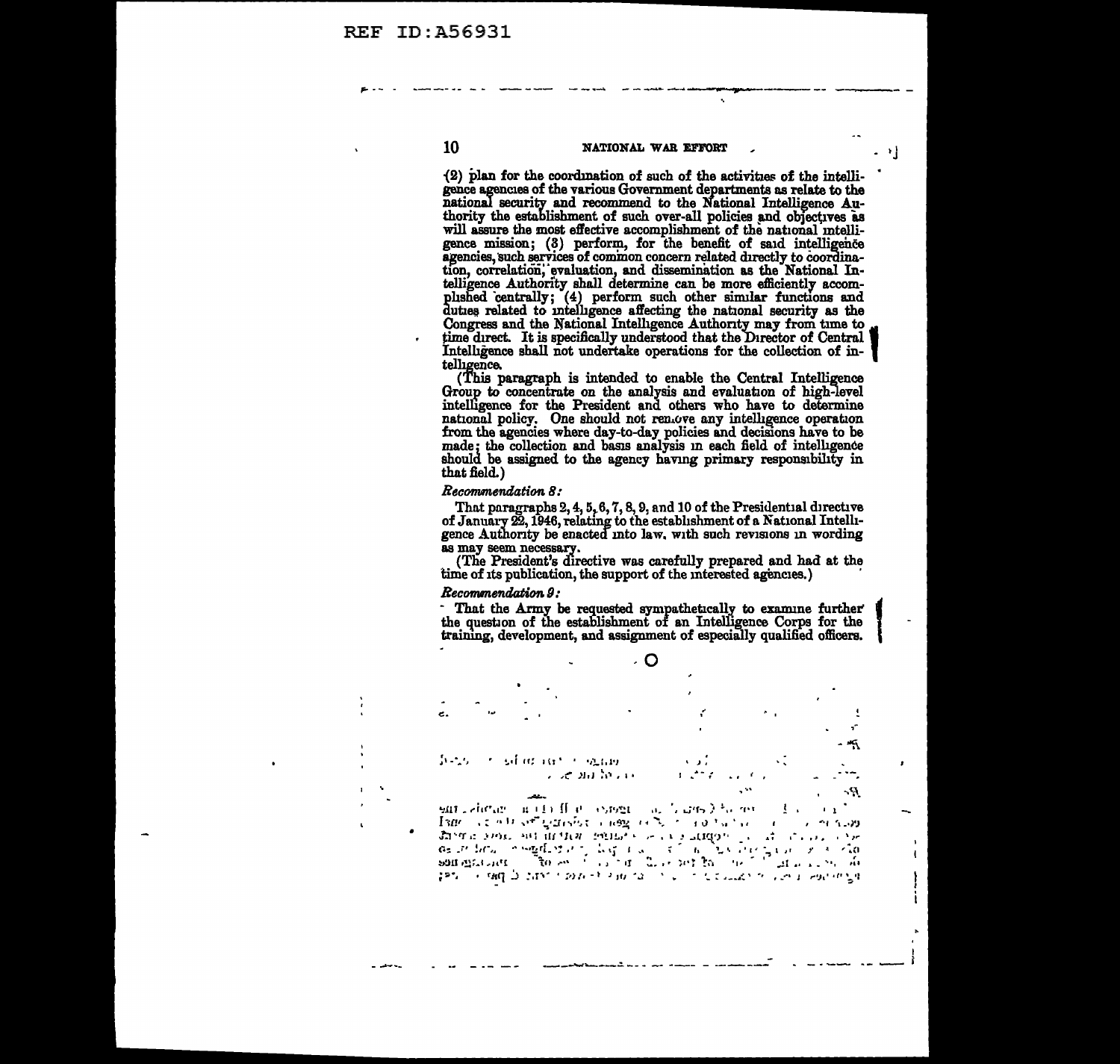(2) plan for the coordination of such of the activities of the intelligence agencies of the various Government departments as relate to the national security and recommend to the National Intelligence Authority the establishment of such over-all policies and objectives as will assure the most effective accomplishment of the national intelligence mission; (3) perform, for the benefit of said intelligence agencies, such services of common concern related directly to coordination, correlation, evaluation, and dissemination as the National Intelligence Authority shall determine can be more efficiently accomplished centrally; (4) perform such other similar functions and duties related to intelligence affecting the national security as the Congress and the National Intelligence Authority may from time to time direct. It is specifically understood that the Director of Central Intelligence shall not undertake operations for the collection of intelligence.

(This paragraph is intended to enable the Central Intelligence Group to concentrate on the analysis and evaluation of high-level intelligence for the President and others who have to determine national policy. One should not remove any intelligence operation from the agencies where day-to-day policies and decisions have to be made; the collection and basis analysis in each field of intelligence should be assigned to the agency having primary responsibility in that field.)

*Recommendation 8:*

That paragraphs 2, 4, 5, 6, 7, 8, 9, and 10 of the Presidential directive of January 22, 1946, relating to the establishment of a National Intelligence Authority be enacted into law, with such revisions in wording as may seem necessary.

(The President's directive was carefully prepared and had at the time of its publication, the support of the interested agencies.)

*Recommendation 9:*

That the Army be requested sympathetically to examine further the question of the establishment of an Intelligence Corps for the training, development, and assignment of especially qualified officers.

O